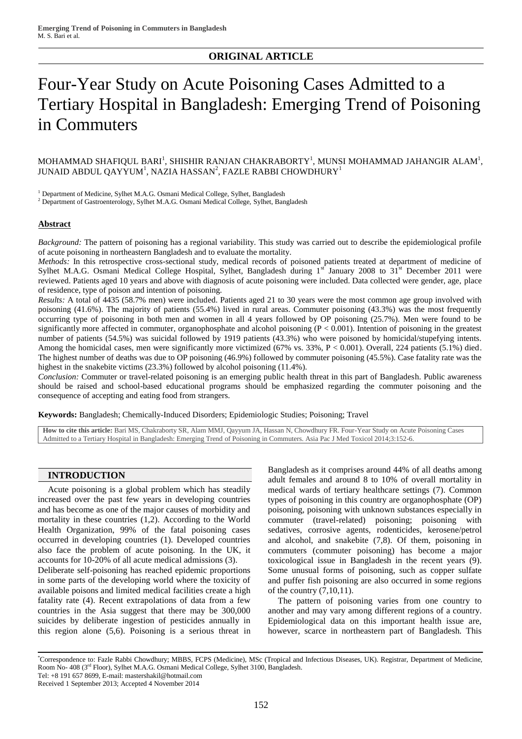**ORIGINAL ARTICLE**

# Four-Year Study on Acute Poisoning Cases Admitted to a Tertiary Hospital in Bangladesh: Emerging Trend of Poisoning in Commuters

MOHAMMAD SHAFIQUL BARI[1], SHISHIR RANJAN CHAKRABORTY[1], MUNSI MOHAMMAD JAHANGIR ALAM[1], JUNAID ABDUL QAYYUM[1], NAZIA HASSAN[2], FAZLE RABBI CHOWDHURY[1]

[1] Department of Medicine, Sylhet M.A.G. Osmani Medical College, Sylhet, Bangladesh
[2] Department of Gastroenterology, Sylhet M.A.G. Osmani Medical College, Sylhet, Bangladesh

## Abstract

*Background:* The pattern of poisoning has a regional variability. This study was carried out to describe the epidemiological profile of acute poisoning in northeastern Bangladesh and to evaluate the mortality.

*Methods:* In this retrospective cross-sectional study, medical records of poisoned patients treated at department of medicine of Sylhet M.A.G. Osmani Medical College Hospital, Sylhet, Bangladesh during 1st January 2008 to 31st December 2011 were reviewed. Patients aged 10 years and above with diagnosis of acute poisoning were included. Data collected were gender, age, place of residence, type of poison and intention of poisoning.

*Results:* A total of 4435 (58.7% men) were included. Patients aged 21 to 30 years were the most common age group involved with poisoning (41.6%). The majority of patients (55.4%) lived in rural areas. Commuter poisoning (43.3%) was the most frequently occurring type of poisoning in both men and women in all 4 years followed by OP poisoning (25.7%). Men were found to be significantly more affected in commuter, organophosphate and alcohol poisoning ($P < 0.001$). Intention of poisoning in the greatest number of patients (54.5%) was suicidal followed by 1919 patients (43.3%) who were poisoned by homicidal/stupefying intents. Among the homicidal cases, men were significantly more victimized (67% vs. 33%, $P < 0.001$). Overall, 224 patients (5.1%) died. The highest number of deaths was due to OP poisoning (46.9%) followed by commuter poisoning (45.5%). Case fatality rate was the highest in the snakebite victims (23.3%) followed by alcohol poisoning (11.4%).

*Conclusion:* Commuter or travel-related poisoning is an emerging public health threat in this part of Bangladesh. Public awareness should be raised and school-based educational programs should be emphasized regarding the commuter poisoning and the consequence of accepting and eating food from strangers.

**Keywords:** Bangladesh; Chemically-Induced Disorders; Epidemiologic Studies; Poisoning; Travel

**How to cite this article:** Bari MS, Chakraborty SR, Alam MMJ, Qayyum JA, Hassan N, Chowdhury FR. Four-Year Study on Acute Poisoning Cases Admitted to a Tertiary Hospital in Bangladesh: Emerging Trend of Poisoning in Commuters. Asia Pac J Med Toxicol 2014;3:152-6.

## INTRODUCTION

Acute poisoning is a global problem which has steadily increased over the past few years in developing countries and has become as one of the major causes of morbidity and mortality in these countries (1,2). According to the World Health Organization, 99% of the fatal poisoning cases occurred in developing countries (1). Developed countries also face the problem of acute poisoning. In the UK, it accounts for 10-20% of all acute medical admissions (3).

Deliberate self-poisoning has reached epidemic proportions in some parts of the developing world where the toxicity of available poisons and limited medical facilities create a high fatality rate (4). Recent extrapolations of data from a few countries in the Asia suggest that there may be 300,000 suicides by deliberate ingestion of pesticides annually in this region alone (5,6). Poisoning is a serious threat in Bangladesh as it comprises around 44% of all deaths among adult females and around 8 to 10% of overall mortality in medical wards of tertiary healthcare settings (7). Common types of poisoning in this country are organophosphate (OP) poisoning, poisoning with unknown substances especially in commuter (travel-related) poisoning; poisoning with sedatives, corrosive agents, rodenticides, kerosene/petrol and alcohol, and snakebite (7,8). Of them, poisoning in commuters (commuter poisoning) has become a major toxicological issue in Bangladesh in the recent years (9). Some unusual forms of poisoning, such as copper sulfate and puffer fish poisoning are also occurred in some regions of the country (7,10,11).

The pattern of poisoning varies from one country to another and may vary among different regions of a country. Epidemiological data on this important health issue are, however, scarce in northeastern part of Bangladesh. This

*Correspondence to: Fazle Rabbi Chowdhury; MBBS, FCPS (Medicine), MSc (Tropical and Infectious Diseases, UK). Registrar, Department of Medicine, Room No- 408 (3rd Floor), Sylhet M.A.G. Osmani Medical College, Sylhet 3100, Bangladesh.
Tel: +8 191 657 8699, E-mail: mastershakil@hotmail.com
Received 1 September 2013; Accepted 4 November 2014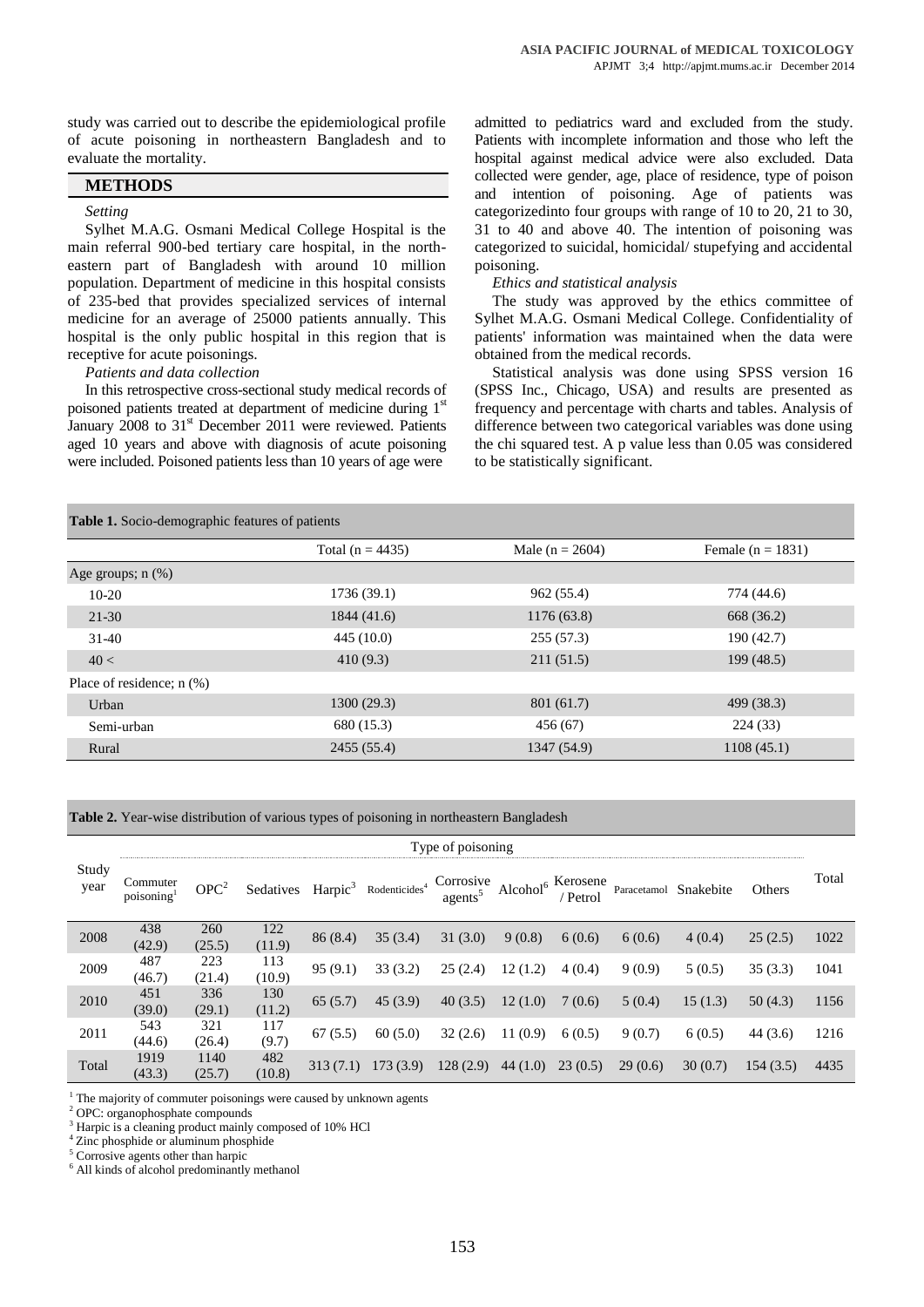study was carried out to describe the epidemiological profile of acute poisoning in northeastern Bangladesh and to evaluate the mortality.

## METHODS

*Setting*

Sylhet M.A.G. Osmani Medical College Hospital is the main referral 900-bed tertiary care hospital, in the north-eastern part of Bangladesh with around 10 million population. Department of medicine in this hospital consists of 235-bed that provides specialized services of internal medicine for an average of 25000 patients annually. This hospital is the only public hospital in this region that is receptive for acute poisonings.

*Patients and data collection*

In this retrospective cross-sectional study medical records of poisoned patients treated at department of medicine during 1st January 2008 to 31st December 2011 were reviewed. Patients aged 10 years and above with diagnosis of acute poisoning were included. Poisoned patients less than 10 years of age were admitted to pediatrics ward and excluded from the study. Patients with incomplete information and those who left the hospital against medical advice were also excluded. Data collected were gender, age, place of residence, type of poison and intention of poisoning. Age of patients was categorizedinto four groups with range of 10 to 20, 21 to 30, 31 to 40 and above 40. The intention of poisoning was categorized to suicidal, homicidal/ stupefying and accidental poisoning.

*Ethics and statistical analysis*

The study was approved by the ethics committee of Sylhet M.A.G. Osmani Medical College. Confidentiality of patients' information was maintained when the data were obtained from the medical records.

Statistical analysis was done using SPSS version 16 (SPSS Inc., Chicago, USA) and results are presented as frequency and percentage with charts and tables. Analysis of difference between two categorical variables was done using the chi squared test. A p value less than 0.05 was considered to be statistically significant.

**Table 1.** Socio-demographic features of patients

| | Total (n = 4435) | Male (n = 2604) | Female (n = 1831) |
|---|---|---|---|
| Age groups; n (%) | | | |
| 10-20 | 1736 (39.1) | 962 (55.4) | 774 (44.6) |
| 21-30 | 1844 (41.6) | 1176 (63.8) | 668 (36.2) |
| 31-40 | 445 (10.0) | 255 (57.3) | 190 (42.7) |
| 40 < | 410 (9.3) | 211 (51.5) | 199 (48.5) |
| Place of residence; n (%) | | | |
| Urban | 1300 (29.3) | 801 (61.7) | 499 (38.3) |
| Semi-urban | 680 (15.3) | 456 (67) | 224 (33) |
| Rural | 2455 (55.4) | 1347 (54.9) | 1108 (45.1) |

**Table 2.** Year-wise distribution of various types of poisoning in northeastern Bangladesh

| Study year | Type of poisoning | | | | | | | | | | | Total |
|---|---|---|---|---|---|---|---|---|---|---|---|---|
| | Commuter poisoning[1] | OPC[2] | Sedatives | Harpic[3] | Rodenticides[4] | Corrosive agents[5] | Alcohol[6] | Kerosene / Petrol | Paracetamol | Snakebite | Others | |
| 2008 | 438 (42.9) | 260 (25.5) | 122 (11.9) | 86 (8.4) | 35 (3.4) | 31 (3.0) | 9 (0.8) | 6 (0.6) | 6 (0.6) | 4 (0.4) | 25 (2.5) | 1022 |
| 2009 | 487 (46.7) | 223 (21.4) | 113 (10.9) | 95 (9.1) | 33 (3.2) | 25 (2.4) | 12 (1.2) | 4 (0.4) | 9 (0.9) | 5 (0.5) | 35 (3.3) | 1041 |
| 2010 | 451 (39.0) | 336 (29.1) | 130 (11.2) | 65 (5.7) | 45 (3.9) | 40 (3.5) | 12 (1.0) | 7 (0.6) | 5 (0.4) | 15 (1.3) | 50 (4.3) | 1156 |
| 2011 | 543 (44.6) | 321 (26.4) | 117 (9.7) | 67 (5.5) | 60 (5.0) | 32 (2.6) | 11 (0.9) | 6 (0.5) | 9 (0.7) | 6 (0.5) | 44 (3.6) | 1216 |
| Total | 1919 (43.3) | 1140 (25.7) | 482 (10.8) | 313 (7.1) | 173 (3.9) | 128 (2.9) | 44 (1.0) | 23 (0.5) | 29 (0.6) | 30 (0.7) | 154 (3.5) | 4435 |

[1] The majority of commuter poisonings were caused by unknown agents
[2] OPC: organophosphate compounds
[3] Harpic is a cleaning product mainly composed of 10% HCl
[4] Zinc phosphide or aluminum phosphide
[5] Corrosive agents other than harpic
[6] All kinds of alcohol predominantly methanol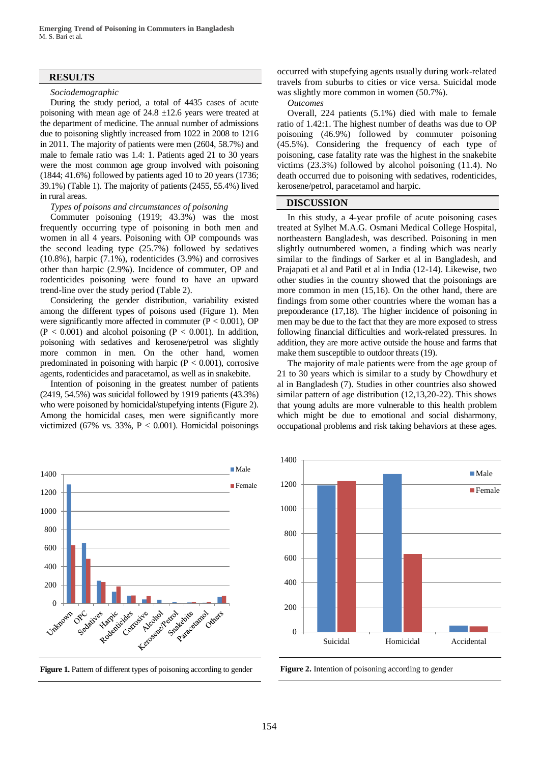## RESULTS

*Sociodemographic*

During the study period, a total of 4435 cases of acute poisoning with mean age of 24.8 ±12.6 years were treated at the department of medicine. The annual number of admissions due to poisoning slightly increased from 1022 in 2008 to 1216 in 2011. The majority of patients were men (2604, 58.7%) and male to female ratio was 1.4: 1. Patients aged 21 to 30 years were the most common age group involved with poisoning (1844; 41.6%) followed by patients aged 10 to 20 years (1736; 39.1%) (Table 1). The majority of patients (2455, 55.4%) lived in rural areas.

*Types of poisons and circumstances of poisoning*

Commuter poisoning (1919; 43.3%) was the most frequently occurring type of poisoning in both men and women in all 4 years. Poisoning with OP compounds was the second leading type (25.7%) followed by sedatives (10.8%), harpic (7.1%), rodenticides (3.9%) and corrosives other than harpic (2.9%). Incidence of commuter, OP and rodenticides poisoning were found to have an upward trend-line over the study period (Table 2).

Considering the gender distribution, variability existed among the different types of poisons used (Figure 1). Men were significantly more affected in commuter ($P < 0.001$), OP ($P < 0.001$) and alcohol poisoning ($P < 0.001$). In addition, poisoning with sedatives and kerosene/petrol was slightly more common in men. On the other hand, women predominated in poisoning with harpic ($P < 0.001$), corrosive agents, rodenticides and paracetamol, as well as in snakebite.

Intention of poisoning in the greatest number of patients (2419, 54.5%) was suicidal followed by 1919 patients (43.3%) who were poisoned by homicidal/stupefying intents (Figure 2). Among the homicidal cases, men were significantly more victimized (67% vs. 33%, $P < 0.001$). Homicidal poisonings occurred with stupefying agents usually during work-related travels from suburbs to cities or vice versa. Suicidal mode was slightly more common in women (50.7%).

*Outcomes*

Overall, 224 patients (5.1%) died with male to female ratio of 1.42:1. The highest number of deaths was due to OP poisoning (46.9%) followed by commuter poisoning (45.5%). Considering the frequency of each type of poisoning, case fatality rate was the highest in the snakebite victims (23.3%) followed by alcohol poisoning (11.4). No death occurred due to poisoning with sedatives, rodenticides, kerosene/petrol, paracetamol and harpic.

## DISCUSSION

In this study, a 4-year profile of acute poisoning cases treated at Sylhet M.A.G. Osmani Medical College Hospital, northeastern Bangladesh, was described. Poisoning in men slightly outnumbered women, a finding which was nearly similar to the findings of Sarker et al in Bangladesh, and Prajapati et al and Patil et al in India (12-14). Likewise, two other studies in the country showed that the poisonings are more common in men (15,16). On the other hand, there are findings from some other countries where the woman has a preponderance (17,18). The higher incidence of poisoning in men may be due to the fact that they are more exposed to stress following financial difficulties and work-related pressures. In addition, they are more active outside the house and farms that make them susceptible to outdoor threats (19).

The majority of male patients were from the age group of 21 to 30 years which is similar to a study by Chowdhury et al in Bangladesh (7). Studies in other countries also showed similar pattern of age distribution (12,13,20-22). This shows that young adults are more vulnerable to this health problem which might be due to emotional and social disharmony, occupational problems and risk taking behaviors at these ages.

**Figure 1.** Pattern of different types of poisoning according to gender

**Figure 2.** Intention of poisoning according to gender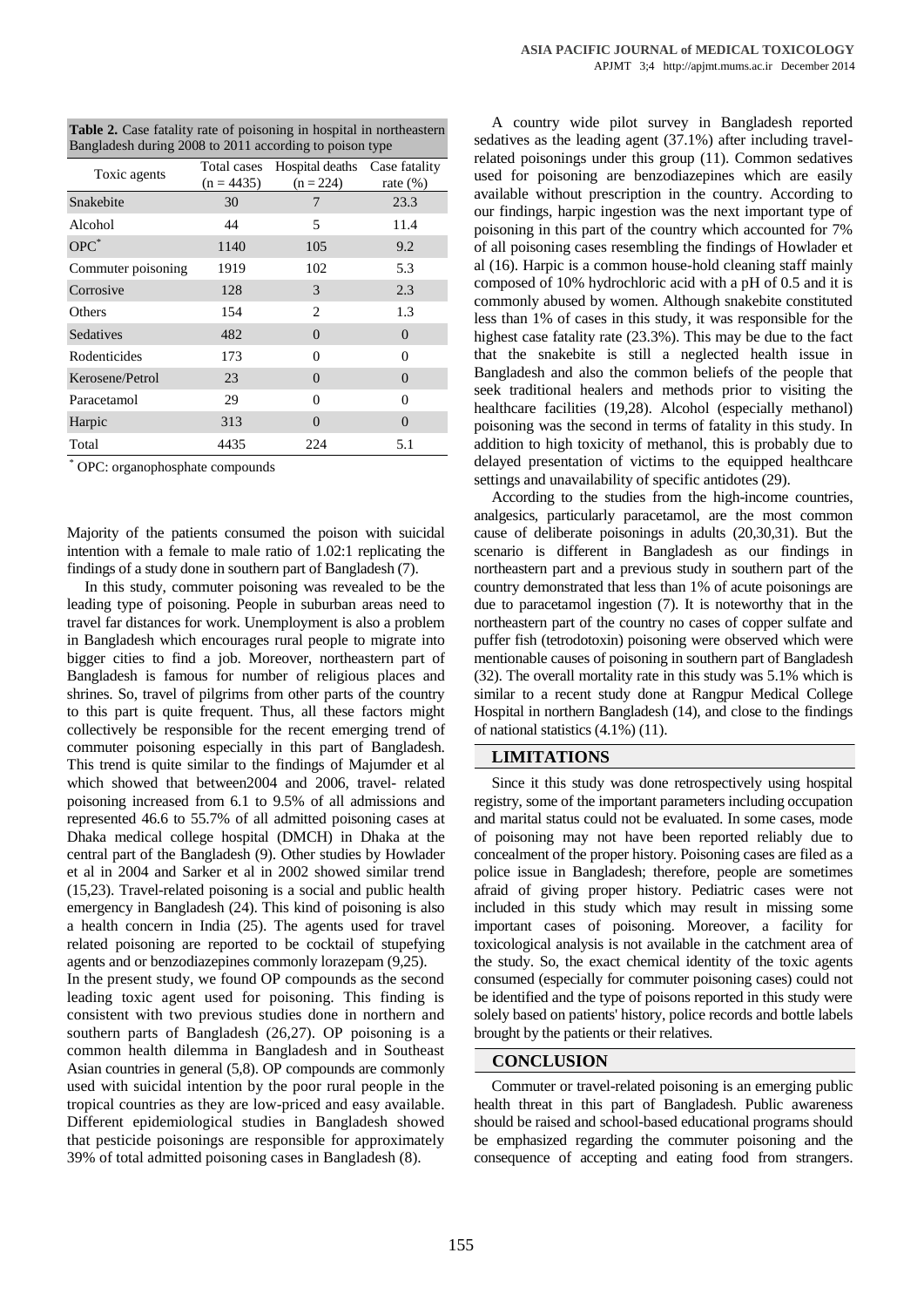**Table 2.** Case fatality rate of poisoning in hospital in northeastern Bangladesh during 2008 to 2011 according to poison type

| Toxic agents | Total cases (n = 4435) | Hospital deaths (n = 224) | Case fatality rate (%) |
|---|---|---|---|
| Snakebite | 30 | 7 | 23.3 |
| Alcohol | 44 | 5 | 11.4 |
| OPC* | 1140 | 105 | 9.2 |
| Commuter poisoning | 1919 | 102 | 5.3 |
| Corrosive | 128 | 3 | 2.3 |
| Others | 154 | 2 | 1.3 |
| Sedatives | 482 | 0 | 0 |
| Rodenticides | 173 | 0 | 0 |
| Kerosene/Petrol | 23 | 0 | 0 |
| Paracetamol | 29 | 0 | 0 |
| Harpic | 313 | 0 | 0 |
| Total | 4435 | 224 | 5.1 |

* OPC: organophosphate compounds

Majority of the patients consumed the poison with suicidal intention with a female to male ratio of 1.02:1 replicating the findings of a study done in southern part of Bangladesh (7).

In this study, commuter poisoning was revealed to be the leading type of poisoning. People in suburban areas need to travel far distances for work. Unemployment is also a problem in Bangladesh which encourages rural people to migrate into bigger cities to find a job. Moreover, northeastern part of Bangladesh is famous for number of religious places and shrines. So, travel of pilgrims from other parts of the country to this part is quite frequent. Thus, all these factors might collectively be responsible for the recent emerging trend of commuter poisoning especially in this part of Bangladesh. This trend is quite similar to the findings of Majumder et al which showed that between2004 and 2006, travel- related poisoning increased from 6.1 to 9.5% of all admissions and represented 46.6 to 55.7% of all admitted poisoning cases at Dhaka medical college hospital (DMCH) in Dhaka at the central part of the Bangladesh (9). Other studies by Howlader et al in 2004 and Sarker et al in 2002 showed similar trend (15,23). Travel-related poisoning is a social and public health emergency in Bangladesh (24). This kind of poisoning is also a health concern in India (25). The agents used for travel related poisoning are reported to be cocktail of stupefying agents and or benzodiazepines commonly lorazepam (9,25).

In the present study, we found OP compounds as the second leading toxic agent used for poisoning. This finding is consistent with two previous studies done in northern and southern parts of Bangladesh (26,27). OP poisoning is a common health dilemma in Bangladesh and in Southeast Asian countries in general (5,8). OP compounds are commonly used with suicidal intention by the poor rural people in the tropical countries as they are low-priced and easy available. Different epidemiological studies in Bangladesh showed that pesticide poisonings are responsible for approximately 39% of total admitted poisoning cases in Bangladesh (8).

A country wide pilot survey in Bangladesh reported sedatives as the leading agent (37.1%) after including travel-related poisonings under this group (11). Common sedatives used for poisoning are benzodiazepines which are easily available without prescription in the country. According to our findings, harpic ingestion was the next important type of poisoning in this part of the country which accounted for 7% of all poisoning cases resembling the findings of Howlader et al (16). Harpic is a common house-hold cleaning staff mainly composed of 10% hydrochloric acid with a pH of 0.5 and it is commonly abused by women. Although snakebite constituted less than 1% of cases in this study, it was responsible for the highest case fatality rate (23.3%). This may be due to the fact that the snakebite is still a neglected health issue in Bangladesh and also the common beliefs of the people that seek traditional healers and methods prior to visiting the healthcare facilities (19,28). Alcohol (especially methanol) poisoning was the second in terms of fatality in this study. In addition to high toxicity of methanol, this is probably due to delayed presentation of victims to the equipped healthcare settings and unavailability of specific antidotes (29).

According to the studies from the high-income countries, analgesics, particularly paracetamol, are the most common cause of deliberate poisonings in adults (20,30,31). But the scenario is different in Bangladesh as our findings in northeastern part and a previous study in southern part of the country demonstrated that less than 1% of acute poisonings are due to paracetamol ingestion (7). It is noteworthy that in the northeastern part of the country no cases of copper sulfate and puffer fish (tetrodotoxin) poisoning were observed which were mentionable causes of poisoning in southern part of Bangladesh (32). The overall mortality rate in this study was 5.1% which is similar to a recent study done at Rangpur Medical College Hospital in northern Bangladesh (14), and close to the findings of national statistics (4.1%) (11).

## LIMITATIONS

Since it this study was done retrospectively using hospital registry, some of the important parameters including occupation and marital status could not be evaluated. In some cases, mode of poisoning may not have been reported reliably due to concealment of the proper history. Poisoning cases are filed as a police issue in Bangladesh; therefore, people are sometimes afraid of giving proper history. Pediatric cases were not included in this study which may result in missing some important cases of poisoning. Moreover, a facility for toxicological analysis is not available in the catchment area of the study. So, the exact chemical identity of the toxic agents consumed (especially for commuter poisoning cases) could not be identified and the type of poisons reported in this study were solely based on patients' history, police records and bottle labels brought by the patients or their relatives.

## CONCLUSION

Commuter or travel-related poisoning is an emerging public health threat in this part of Bangladesh. Public awareness should be raised and school-based educational programs should be emphasized regarding the commuter poisoning and the consequence of accepting and eating food from strangers.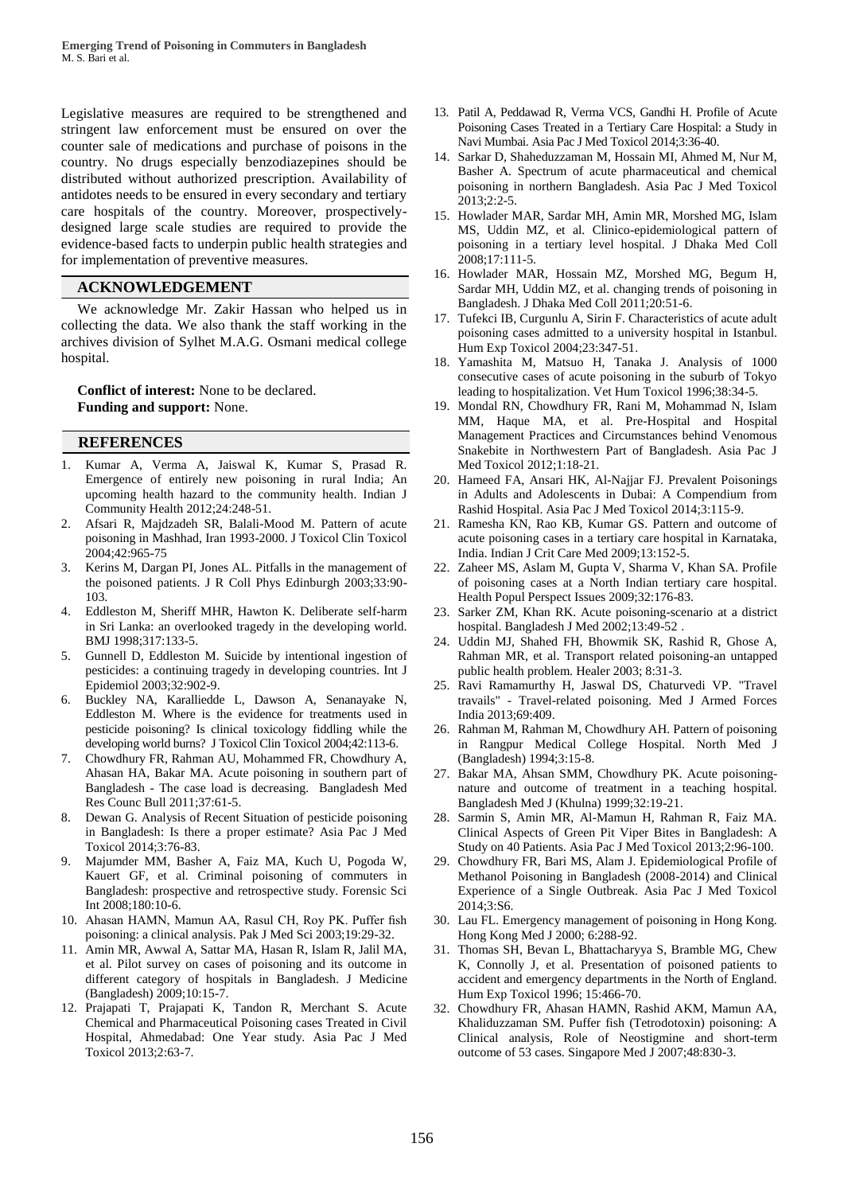Legislative measures are required to be strengthened and stringent law enforcement must be ensured on over the counter sale of medications and purchase of poisons in the country. No drugs especially benzodiazepines should be distributed without authorized prescription. Availability of antidotes needs to be ensured in every secondary and tertiary care hospitals of the country. Moreover, prospectively-designed large scale studies are required to provide the evidence-based facts to underpin public health strategies and for implementation of preventive measures.

## ACKNOWLEDGEMENT

We acknowledge Mr. Zakir Hassan who helped us in collecting the data. We also thank the staff working in the archives division of Sylhet M.A.G. Osmani medical college hospital.

**Conflict of interest:** None to be declared.
**Funding and support:** None.

## REFERENCES

1. Kumar A, Verma A, Jaiswal K, Kumar S, Prasad R. Emergence of entirely new poisoning in rural India; An upcoming health hazard to the community health. Indian J Community Health 2012;24:248-51.
2. Afsari R, Majdzadeh SR, Balali-Mood M. Pattern of acute poisoning in Mashhad, Iran 1993-2000. J Toxicol Clin Toxicol 2004;42:965-75
3. Kerins M, Dargan PI, Jones AL. Pitfalls in the management of the poisoned patients. J R Coll Phys Edinburgh 2003;33:90-103.
4. Eddleston M, Sheriff MHR, Hawton K. Deliberate self-harm in Sri Lanka: an overlooked tragedy in the developing world. BMJ 1998;317:133-5.
5. Gunnell D, Eddleston M. Suicide by intentional ingestion of pesticides: a continuing tragedy in developing countries. Int J Epidemiol 2003;32:902-9.
6. Buckley NA, Karalliedde L, Dawson A, Senanayake N, Eddleston M. Where is the evidence for treatments used in pesticide poisoning? Is clinical toxicology fiddling while the developing world burns? J Toxicol Clin Toxicol 2004;42:113-6.
7. Chowdhury FR, Rahman AU, Mohammed FR, Chowdhury A, Ahasan HA, Bakar MA. Acute poisoning in southern part of Bangladesh - The case load is decreasing. Bangladesh Med Res Counc Bull 2011;37:61-5.
8. Dewan G. Analysis of Recent Situation of pesticide poisoning in Bangladesh: Is there a proper estimate? Asia Pac J Med Toxicol 2014;3:76-83.
9. Majumder MM, Basher A, Faiz MA, Kuch U, Pogoda W, Kauert GF, et al. Criminal poisoning of commuters in Bangladesh: prospective and retrospective study. Forensic Sci Int 2008;180:10-6.
10. Ahasan HAMN, Mamun AA, Rasul CH, Roy PK. Puffer fish poisoning: a clinical analysis. Pak J Med Sci 2003;19:29-32.
11. Amin MR, Awwal A, Sattar MA, Hasan R, Islam R, Jalil MA, et al. Pilot survey on cases of poisoning and its outcome in different category of hospitals in Bangladesh. J Medicine (Bangladesh) 2009;10:15-7.
12. Prajapati T, Prajapati K, Tandon R, Merchant S. Acute Chemical and Pharmaceutical Poisoning cases Treated in Civil Hospital, Ahmedabad: One Year study. Asia Pac J Med Toxicol 2013;2:63-7.
13. Patil A, Peddawad R, Verma VCS, Gandhi H. Profile of Acute Poisoning Cases Treated in a Tertiary Care Hospital: a Study in Navi Mumbai. Asia Pac J Med Toxicol 2014;3:36-40.
14. Sarkar D, Shaheduzzaman M, Hossain MI, Ahmed M, Nur M, Basher A. Spectrum of acute pharmaceutical and chemical poisoning in northern Bangladesh. Asia Pac J Med Toxicol 2013;2:2-5.
15. Howlader MAR, Sardar MH, Amin MR, Morshed MG, Islam MS, Uddin MZ, et al. Clinico-epidemiological pattern of poisoning in a tertiary level hospital. J Dhaka Med Coll 2008;17:111-5.
16. Howlader MAR, Hossain MZ, Morshed MG, Begum H, Sardar MH, Uddin MZ, et al. changing trends of poisoning in Bangladesh. J Dhaka Med Coll 2011;20:51-6.
17. Tufekci IB, Curgunlu A, Sirin F. Characteristics of acute adult poisoning cases admitted to a university hospital in Istanbul. Hum Exp Toxicol 2004;23:347-51.
18. Yamashita M, Matsuo H, Tanaka J. Analysis of 1000 consecutive cases of acute poisoning in the suburb of Tokyo leading to hospitalization. Vet Hum Toxicol 1996;38:34-5.
19. Mondal RN, Chowdhury FR, Rani M, Mohammad N, Islam MM, Haque MA, et al. Pre-Hospital and Hospital Management Practices and Circumstances behind Venomous Snakebite in Northwestern Part of Bangladesh. Asia Pac J Med Toxicol 2012;1:18-21.
20. Hameed FA, Ansari HK, Al-Najjar FJ. Prevalent Poisonings in Adults and Adolescents in Dubai: A Compendium from Rashid Hospital. Asia Pac J Med Toxicol 2014;3:115-9.
21. Ramesha KN, Rao KB, Kumar GS. Pattern and outcome of acute poisoning cases in a tertiary care hospital in Karnataka, India. Indian J Crit Care Med 2009;13:152-5.
22. Zaheer MS, Aslam M, Gupta V, Sharma V, Khan SA. Profile of poisoning cases at a North Indian tertiary care hospital. Health Popul Perspect Issues 2009;32:176-83.
23. Sarker ZM, Khan RK. Acute poisoning-scenario at a district hospital. Bangladesh J Med 2002;13:49-52 .
24. Uddin MJ, Shahed FH, Bhowmik SK, Rashid R, Ghose A, Rahman MR, et al. Transport related poisoning-an untapped public health problem. Healer 2003; 8:31-3.
25. Ravi Ramamurthy H, Jaswal DS, Chaturvedi VP. "Travel travails" - Travel-related poisoning. Med J Armed Forces India 2013;69:409.
26. Rahman M, Rahman M, Chowdhury AH. Pattern of poisoning in Rangpur Medical College Hospital. North Med J (Bangladesh) 1994;3:15-8.
27. Bakar MA, Ahsan SMM, Chowdhury PK. Acute poisoning-nature and outcome of treatment in a teaching hospital. Bangladesh Med J (Khulna) 1999;32:19-21.
28. Sarmin S, Amin MR, Al-Mamun H, Rahman R, Faiz MA. Clinical Aspects of Green Pit Viper Bites in Bangladesh: A Study on 40 Patients. Asia Pac J Med Toxicol 2013;2:96-100.
29. Chowdhury FR, Bari MS, Alam J. Epidemiological Profile of Methanol Poisoning in Bangladesh (2008-2014) and Clinical Experience of a Single Outbreak. Asia Pac J Med Toxicol 2014;3:S6.
30. Lau FL. Emergency management of poisoning in Hong Kong. Hong Kong Med J 2000; 6:288-92.
31. Thomas SH, Bevan L, Bhattacharyya S, Bramble MG, Chew K, Connolly J, et al. Presentation of poisoned patients to accident and emergency departments in the North of England. Hum Exp Toxicol 1996; 15:466-70.
32. Chowdhury FR, Ahasan HAMN, Rashid AKM, Mamun AA, Khaliduzzaman SM. Puffer fish (Tetrodotoxin) poisoning: A Clinical analysis, Role of Neostigmine and short-term outcome of 53 cases. Singapore Med J 2007;48:830-3.